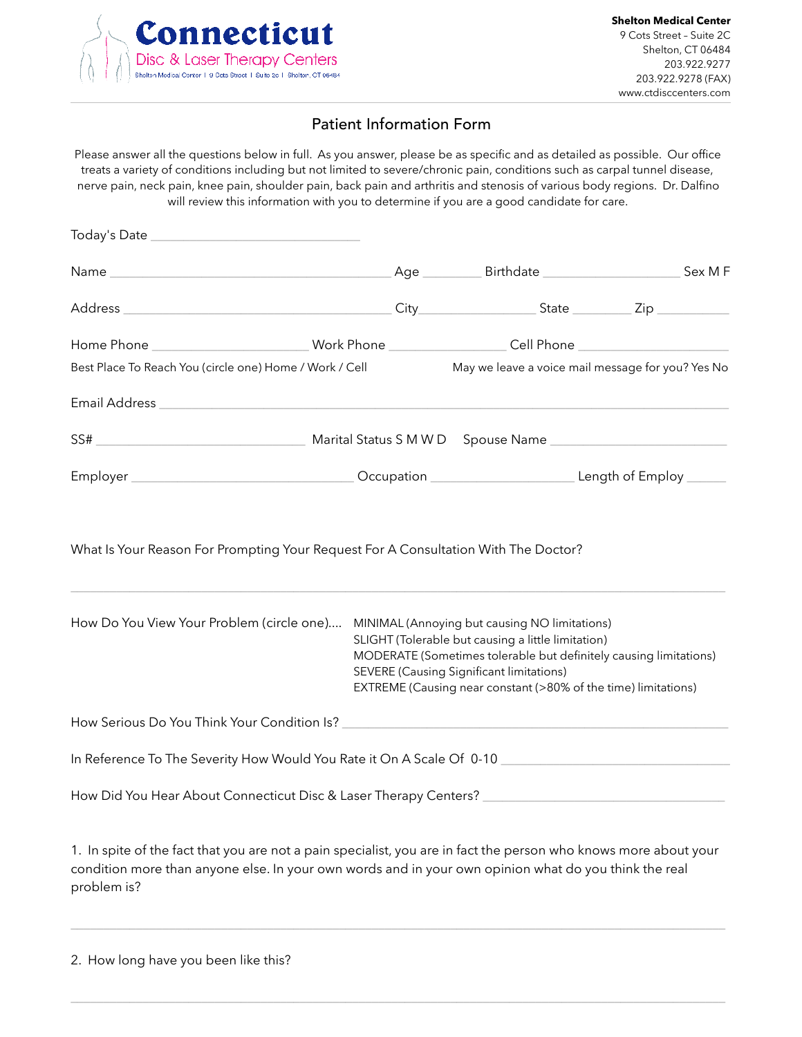**Connecticut**
Disc & Laser Therapy Centers
Shelton Medical Center | 9 Cots Street | Suite 2c | Shelton, CT 06484

**Shelton Medical Center**
9 Cots Street – Suite 2C
Shelton, CT 06484
203.922.9277
203.922.9278 (FAX)
www.ctdisccenters.com

# Patient Information Form

Please answer all the questions below in full. As you answer, please be as specific and as detailed as possible. Our office treats a variety of conditions including but not limited to severe/chronic pain, conditions such as carpal tunnel disease, nerve pain, neck pain, knee pain, shoulder pain, back pain and arthritis and stenosis of various body regions. Dr. Dalfino will review this information with you to determine if you are a good candidate for care.

Today's Date ______________________

Name ______________________ Age ________ Birthdate ______________ Sex M F

Address ______________________ City ______________ State ________ Zip __________

Home Phone ______________ Work Phone ______________ Cell Phone ______________

Best Place To Reach You (circle one) Home / Work / Cell     May we leave a voice mail message for you? Yes No

Email Address ________________________________________________

SS# ______________________ Marital Status S M W D  Spouse Name ______________________

Employer ______________________ Occupation ______________________ Length of Employ ______

What Is Your Reason For Prompting Your Request For A Consultation With The Doctor?

________________________________________________________________

How Do You View Your Problem (circle one)....
- MINIMAL (Annoying but causing NO limitations)
- SLIGHT (Tolerable but causing a little limitation)
- MODERATE (Sometimes tolerable but definitely causing limitations)
- SEVERE (Causing Significant limitations)
- EXTREME (Causing near constant (>80% of the time) limitations)

How Serious Do You Think Your Condition Is? ________________________________

In Reference To The Severity How Would You Rate it On A Scale Of 0-10 ______________________

How Did You Hear About Connecticut Disc & Laser Therapy Centers? ______________________

1. In spite of the fact that you are not a pain specialist, you are in fact the person who knows more about your condition more than anyone else. In your own words and in your own opinion what do you think the real problem is?

________________________________________________________________

2. How long have you been like this?

________________________________________________________________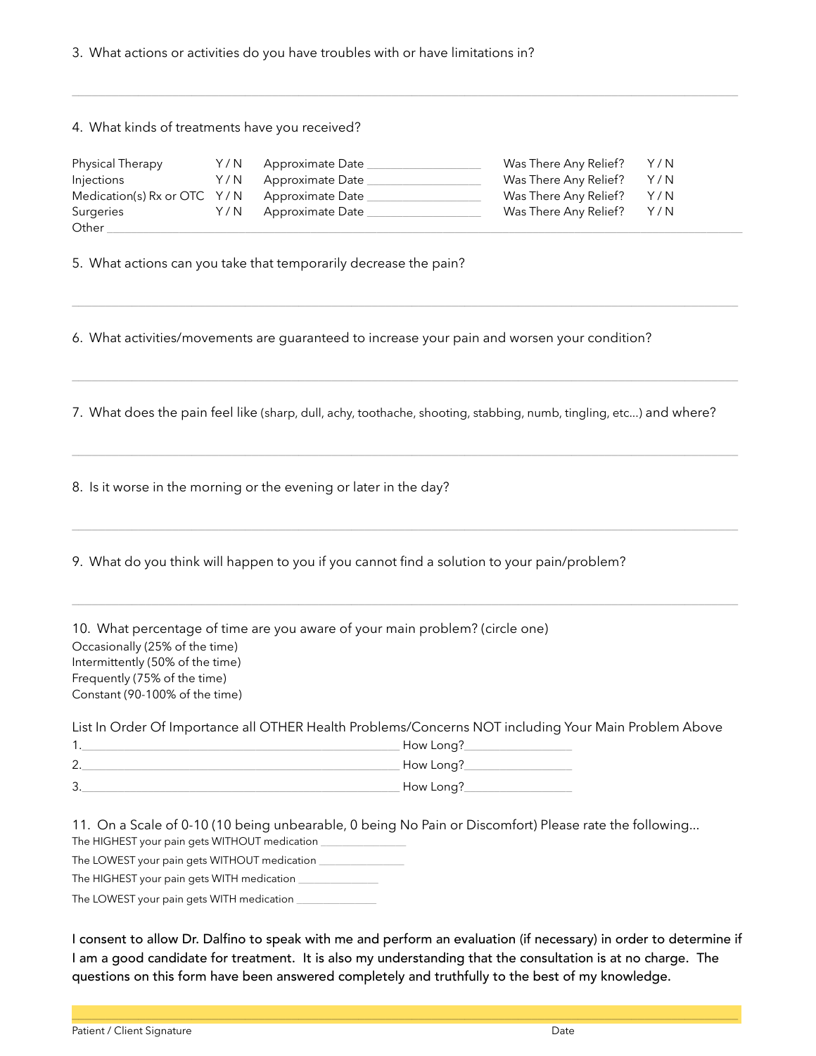3. What actions or activities do you have troubles with or have limitations in?

\_\_\_\_\_\_\_\_\_\_\_\_\_\_\_\_\_\_\_\_\_\_\_\_\_\_\_\_\_\_\_\_\_\_\_\_\_\_\_\_\_\_\_\_\_\_\_\_\_\_\_\_\_\_\_\_\_\_\_\_\_\_\_\_\_\_\_\_\_\_\_\_\_\_\_\_\_\_

4. What kinds of treatments have you received?

| | | | | |
|---|---|---|---|---|
| Physical Therapy | Y / N | Approximate Date \_\_\_\_\_\_\_\_\_\_\_\_\_\_\_\_\_\_ | Was There Any Relief? | Y / N |
| Injections | Y / N | Approximate Date \_\_\_\_\_\_\_\_\_\_\_\_\_\_\_\_\_\_ | Was There Any Relief? | Y / N |
| Medication(s) Rx or OTC | Y / N | Approximate Date \_\_\_\_\_\_\_\_\_\_\_\_\_\_\_\_\_\_ | Was There Any Relief? | Y / N |
| Surgeries | Y / N | Approximate Date \_\_\_\_\_\_\_\_\_\_\_\_\_\_\_\_\_\_ | Was There Any Relief? | Y / N |

Other \_\_\_\_\_\_\_\_\_\_\_\_\_\_\_\_\_\_\_\_\_\_\_\_\_\_\_\_\_\_\_\_\_\_\_\_\_\_\_\_\_\_\_\_\_\_\_\_\_\_\_\_\_\_\_\_\_\_\_\_\_\_\_\_\_\_\_\_\_\_\_\_\_\_

5. What actions can you take that temporarily decrease the pain?

\_\_\_\_\_\_\_\_\_\_\_\_\_\_\_\_\_\_\_\_\_\_\_\_\_\_\_\_\_\_\_\_\_\_\_\_\_\_\_\_\_\_\_\_\_\_\_\_\_\_\_\_\_\_\_\_\_\_\_\_\_\_\_\_\_\_\_\_\_\_\_\_\_\_\_\_\_\_

6. What activities/movements are guaranteed to increase your pain and worsen your condition?

\_\_\_\_\_\_\_\_\_\_\_\_\_\_\_\_\_\_\_\_\_\_\_\_\_\_\_\_\_\_\_\_\_\_\_\_\_\_\_\_\_\_\_\_\_\_\_\_\_\_\_\_\_\_\_\_\_\_\_\_\_\_\_\_\_\_\_\_\_\_\_\_\_\_\_\_\_\_

7. What does the pain feel like (sharp, dull, achy, toothache, shooting, stabbing, numb, tingling, etc...) and where?

\_\_\_\_\_\_\_\_\_\_\_\_\_\_\_\_\_\_\_\_\_\_\_\_\_\_\_\_\_\_\_\_\_\_\_\_\_\_\_\_\_\_\_\_\_\_\_\_\_\_\_\_\_\_\_\_\_\_\_\_\_\_\_\_\_\_\_\_\_\_\_\_\_\_\_\_\_\_

8. Is it worse in the morning or the evening or later in the day?

\_\_\_\_\_\_\_\_\_\_\_\_\_\_\_\_\_\_\_\_\_\_\_\_\_\_\_\_\_\_\_\_\_\_\_\_\_\_\_\_\_\_\_\_\_\_\_\_\_\_\_\_\_\_\_\_\_\_\_\_\_\_\_\_\_\_\_\_\_\_\_\_\_\_\_\_\_\_

9. What do you think will happen to you if you cannot find a solution to your pain/problem?

\_\_\_\_\_\_\_\_\_\_\_\_\_\_\_\_\_\_\_\_\_\_\_\_\_\_\_\_\_\_\_\_\_\_\_\_\_\_\_\_\_\_\_\_\_\_\_\_\_\_\_\_\_\_\_\_\_\_\_\_\_\_\_\_\_\_\_\_\_\_\_\_\_\_\_\_\_\_

10. What percentage of time are you aware of your main problem? (circle one)

Occasionally (25% of the time)  
Intermittently (50% of the time)  
Frequently (75% of the time)  
Constant (90-100% of the time)

List In Order Of Importance all OTHER Health Problems/Concerns NOT including Your Main Problem Above

1.\_\_\_\_\_\_\_\_\_\_\_\_\_\_\_\_\_\_\_\_\_\_\_\_\_\_\_\_\_\_\_\_\_\_\_\_\_\_\_\_\_\_\_\_\_\_\_\_\_\_ How Long?\_\_\_\_\_\_\_\_\_\_\_\_\_\_\_\_\_\_  
2.\_\_\_\_\_\_\_\_\_\_\_\_\_\_\_\_\_\_\_\_\_\_\_\_\_\_\_\_\_\_\_\_\_\_\_\_\_\_\_\_\_\_\_\_\_\_\_\_\_\_ How Long?\_\_\_\_\_\_\_\_\_\_\_\_\_\_\_\_\_\_  
3.\_\_\_\_\_\_\_\_\_\_\_\_\_\_\_\_\_\_\_\_\_\_\_\_\_\_\_\_\_\_\_\_\_\_\_\_\_\_\_\_\_\_\_\_\_\_\_\_\_\_ How Long?\_\_\_\_\_\_\_\_\_\_\_\_\_\_\_\_\_\_

11. On a Scale of 0-10 (10 being unbearable, 0 being No Pain or Discomfort) Please rate the following...

The HIGHEST your pain gets WITHOUT medication \_\_\_\_\_\_\_\_\_\_\_\_\_\_\_\_  
The LOWEST your pain gets WITHOUT medication \_\_\_\_\_\_\_\_\_\_\_\_\_\_\_\_  
The HIGHEST your pain gets WITH medication \_\_\_\_\_\_\_\_\_\_\_\_\_\_\_\_  
The LOWEST your pain gets WITH medication \_\_\_\_\_\_\_\_\_\_\_\_\_\_\_\_

I consent to allow Dr. Dalfino to speak with me and perform an evaluation (if necessary) in order to determine if I am a good candidate for treatment. It is also my understanding that the consultation is at no charge. The questions on this form have been answered completely and truthfully to the best of my knowledge.

\_\_\_\_\_\_\_\_\_\_\_\_\_\_\_\_\_\_\_\_\_\_\_\_\_\_\_\_\_\_\_\_\_\_\_\_\_\_\_\_\_\_\_\_\_\_\_\_\_\_\_\_\_\_\_\_\_\_\_\_\_\_\_\_\_\_\_\_\_\_\_\_\_\_\_\_\_\_

Patient / Client Signature　　　　　　　　　　　　　　　　　　　　　　Date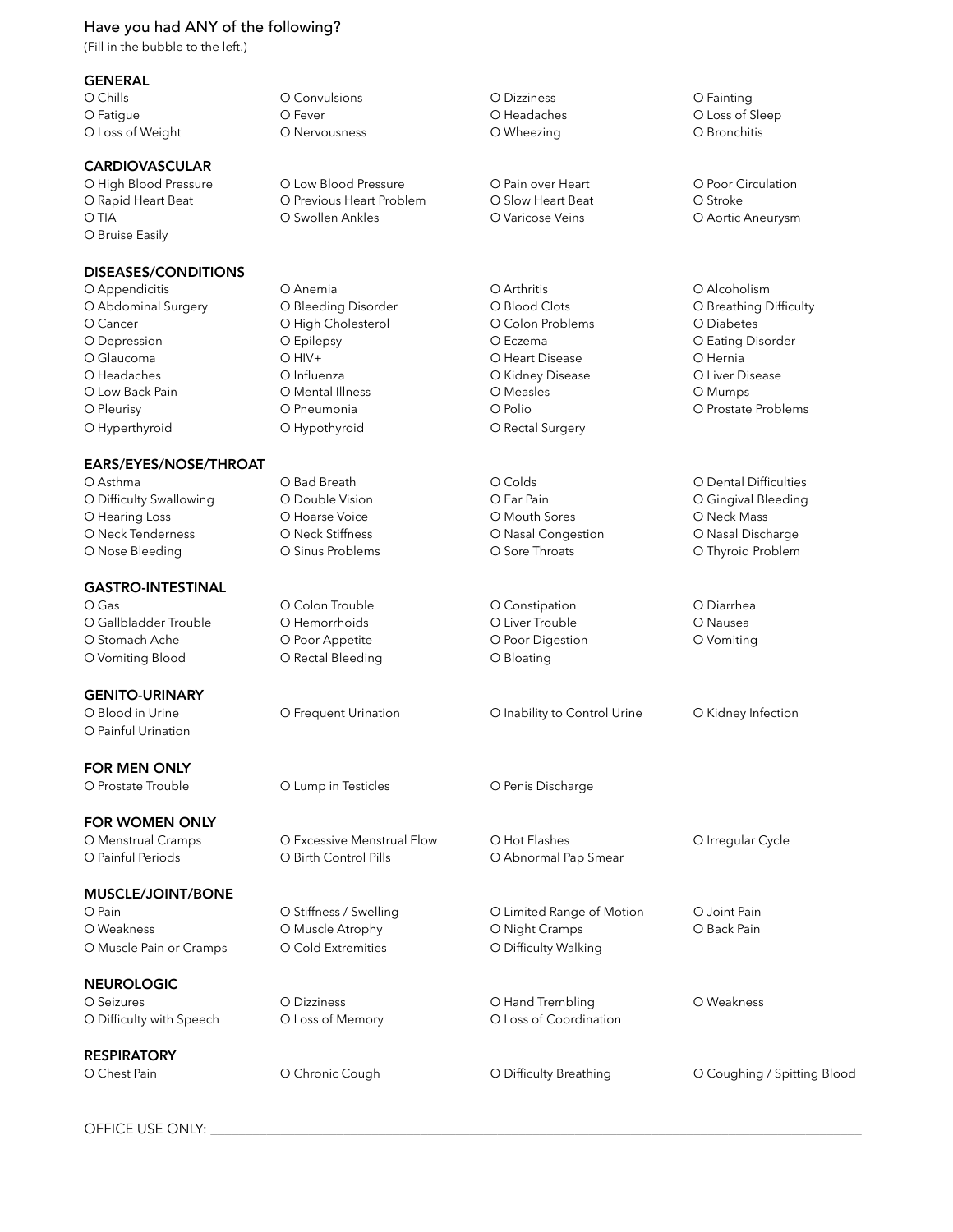## Have you had ANY of the following?

(Fill in the bubble to the left.)

### GENERAL

| | | | |
|---|---|---|---|
| O Chills | O Convulsions | O Dizziness | O Fainting |
| O Fatigue | O Fever | O Headaches | O Loss of Sleep |
| O Loss of Weight | O Nervousness | O Wheezing | O Bronchitis |

### CARDIOVASCULAR

| | | | |
|---|---|---|---|
| O High Blood Pressure | O Low Blood Pressure | O Pain over Heart | O Poor Circulation |
| O Rapid Heart Beat | O Previous Heart Problem | O Slow Heart Beat | O Stroke |
| O TIA | O Swollen Ankles | O Varicose Veins | O Aortic Aneurysm |
| O Bruise Easily | | | |

### DISEASES/CONDITIONS

| | | | |
|---|---|---|---|
| O Appendicitis | O Anemia | O Arthritis | O Alcoholism |
| O Abdominal Surgery | O Bleeding Disorder | O Blood Clots | O Breathing Difficulty |
| O Cancer | O High Cholesterol | O Colon Problems | O Diabetes |
| O Depression | O Epilepsy | O Eczema | O Eating Disorder |
| O Glaucoma | O HIV+ | O Heart Disease | O Hernia |
| O Headaches | O Influenza | O Kidney Disease | O Liver Disease |
| O Low Back Pain | O Mental Illness | O Measles | O Mumps |
| O Pleurisy | O Pneumonia | O Polio | O Prostate Problems |
| O Hyperthyroid | O Hypothyroid | O Rectal Surgery | |

### EARS/EYES/NOSE/THROAT

| | | | |
|---|---|---|---|
| O Asthma | O Bad Breath | O Colds | O Dental Difficulties |
| O Difficulty Swallowing | O Double Vision | O Ear Pain | O Gingival Bleeding |
| O Hearing Loss | O Hoarse Voice | O Mouth Sores | O Neck Mass |
| O Neck Tenderness | O Neck Stiffness | O Nasal Congestion | O Nasal Discharge |
| O Nose Bleeding | O Sinus Problems | O Sore Throats | O Thyroid Problem |

### GASTRO-INTESTINAL

| | | | |
|---|---|---|---|
| O Gas | O Colon Trouble | O Constipation | O Diarrhea |
| O Gallbladder Trouble | O Hemorrhoids | O Liver Trouble | O Nausea |
| O Stomach Ache | O Poor Appetite | O Poor Digestion | O Vomiting |
| O Vomiting Blood | O Rectal Bleeding | O Bloating | |

### GENITO-URINARY

| | | | |
|---|---|---|---|
| O Blood in Urine | O Frequent Urination | O Inability to Control Urine | O Kidney Infection |
| O Painful Urination | | | |

### FOR MEN ONLY

| | | | |
|---|---|---|---|
| O Prostate Trouble | O Lump in Testicles | O Penis Discharge | |

### FOR WOMEN ONLY

| | | | |
|---|---|---|---|
| O Menstrual Cramps | O Excessive Menstrual Flow | O Hot Flashes | O Irregular Cycle |
| O Painful Periods | O Birth Control Pills | O Abnormal Pap Smear | |

### MUSCLE/JOINT/BONE

| | | | |
|---|---|---|---|
| O Pain | O Stiffness / Swelling | O Limited Range of Motion | O Joint Pain |
| O Weakness | O Muscle Atrophy | O Night Cramps | O Back Pain |
| O Muscle Pain or Cramps | O Cold Extremities | O Difficulty Walking | |

### NEUROLOGIC

| | | | |
|---|---|---|---|
| O Seizures | O Dizziness | O Hand Trembling | O Weakness |
| O Difficulty with Speech | O Loss of Memory | O Loss of Coordination | |

### RESPIRATORY

| | | | |
|---|---|---|---|
| O Chest Pain | O Chronic Cough | O Difficulty Breathing | O Coughing / Spitting Blood |

OFFICE USE ONLY: ______________________________